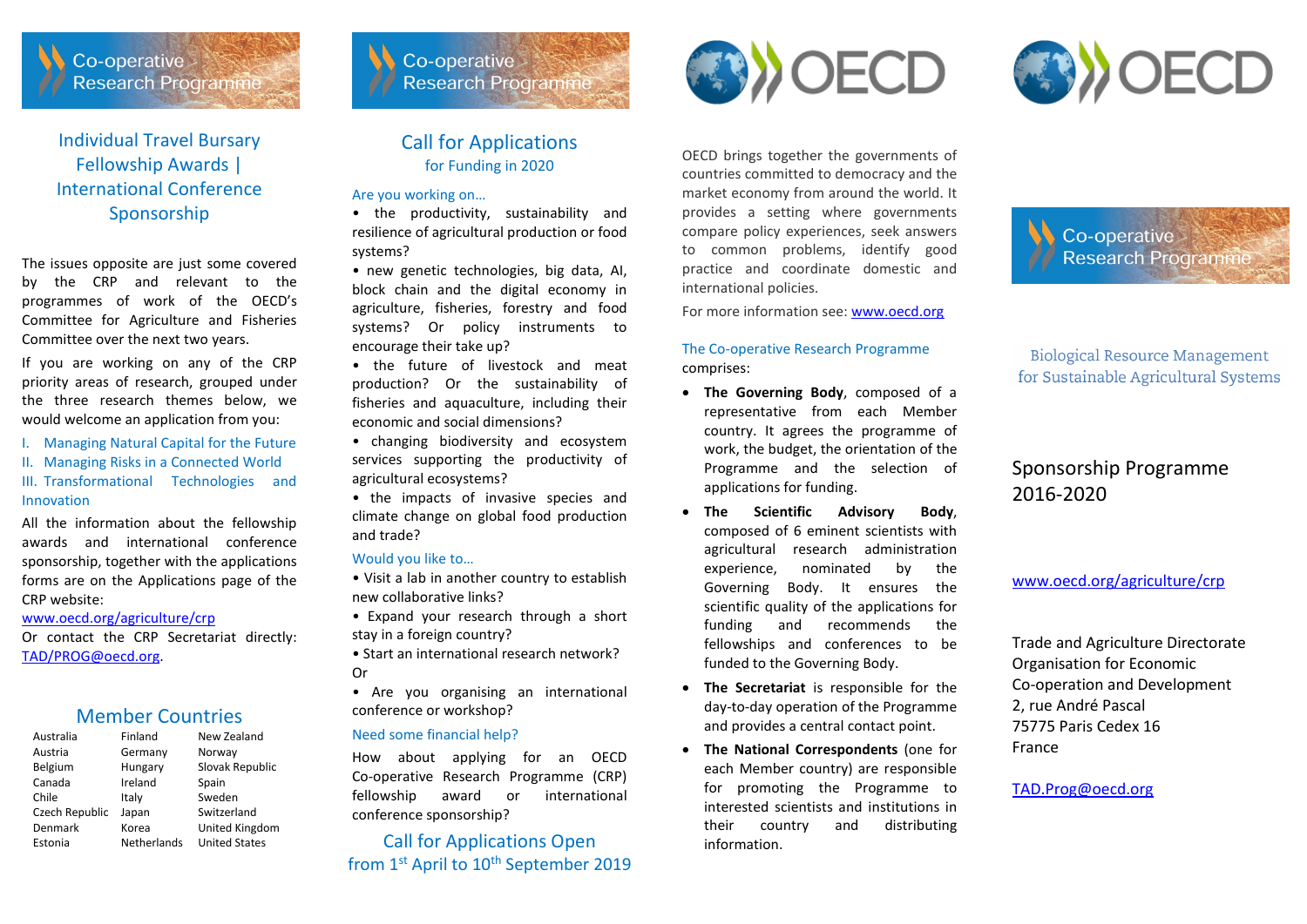Co-operative Research Programme

## Individual Travel Bursary Fellowship Awards | International Conference Sponsorship

The issues opposite are just some covered by the CRP and relevant to the programmes of work of the OECD's Committee for Agriculture and Fisheries Committee over the next two years.

If you are working on any of the CRP priority areas of research, grouped under the three research themes below, we would welcome an application from you:

I. Managing Natural Capital for the Future
II. Managing Risks in a Connected World
III. Transformational Technologies and Innovation

All the information about the fellowship awards and international conference sponsorship, together with the applications forms are on the Applications page of the CRP website:
www.oecd.org/agriculture/crp
Or contact the CRP Secretariat directly: TAD/PROG@oecd.org.

### Member Countries

| | | |
|---|---|---|
| Australia | Finland | New Zealand |
| Austria | Germany | Norway |
| Belgium | Hungary | Slovak Republic |
| Canada | Ireland | Spain |
| Chile | Italy | Sweden |
| Czech Republic | Japan | Switzerland |
| Denmark | Korea | United Kingdom |
| Estonia | Netherlands | United States |

Co-operative Research Programme

## Call for Applications

### for Funding in 2020

Are you working on…

- the productivity, sustainability and resilience of agricultural production or food systems?
- new genetic technologies, big data, AI, block chain and the digital economy in agriculture, fisheries, forestry and food systems? Or policy instruments to encourage their take up?
- the future of livestock and meat production? Or the sustainability of fisheries and aquaculture, including their economic and social dimensions?
- changing biodiversity and ecosystem services supporting the productivity of agricultural ecosystems?
- the impacts of invasive species and climate change on global food production and trade?

Would you like to…

- Visit a lab in another country to establish new collaborative links?
- Expand your research through a short stay in a foreign country?
- Start an international research network? Or
- Are you organising an international conference or workshop?

Need some financial help?

How about applying for an OECD Co-operative Research Programme (CRP) fellowship award or international conference sponsorship?

**Call for Applications Open from 1st April to 10th September 2019**

OECD

OECD brings together the governments of countries committed to democracy and the market economy from around the world. It provides a setting where governments compare policy experiences, seek answers to common problems, identify good practice and coordinate domestic and international policies.

For more information see: www.oecd.org

The Co-operative Research Programme comprises:

- **The Governing Body**, composed of a representative from each Member country. It agrees the programme of work, the budget, the orientation of the Programme and the selection of applications for funding.
- **The Scientific Advisory Body**, composed of 6 eminent scientists with agricultural research administration experience, nominated by the Governing Body. It ensures the scientific quality of the applications for funding and recommends the fellowships and conferences to be funded to the Governing Body.
- **The Secretariat** is responsible for the day-to-day operation of the Programme and provides a central contact point.
- **The National Correspondents** (one for each Member country) are responsible for promoting the Programme to interested scientists and institutions in their country and distributing information.

OECD

Co-operative Research Programme

Biological Resource Management for Sustainable Agricultural Systems

## Sponsorship Programme 2016-2020

www.oecd.org/agriculture/crp

Trade and Agriculture Directorate
Organisation for Economic Co-operation and Development
2, rue André Pascal
75775 Paris Cedex 16
France

TAD.Prog@oecd.org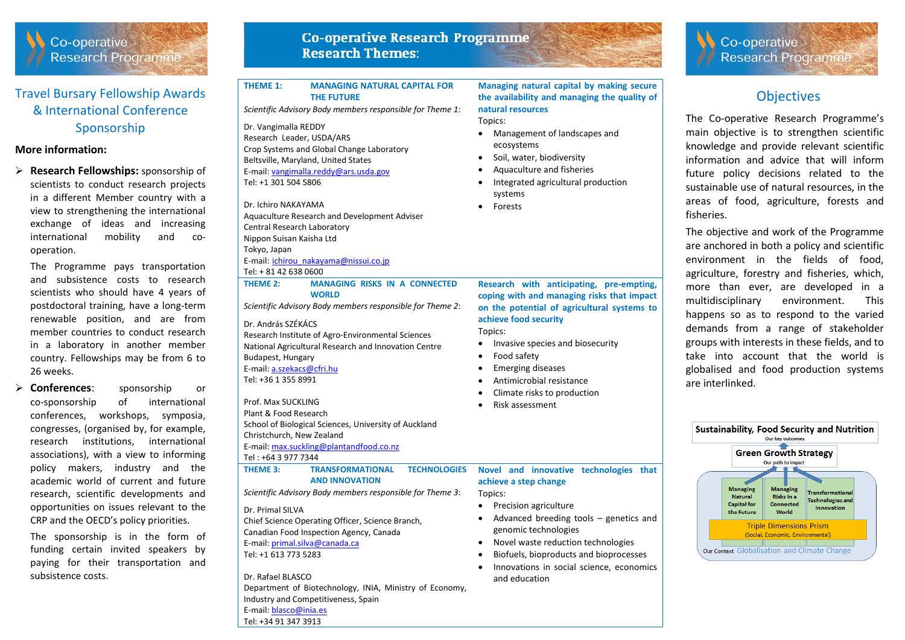## Co-operative Research Programme

# Travel Bursary Fellowship Awards & International Conference Sponsorship

**More information:**

- **Research Fellowships:** sponsorship of scientists to conduct research projects in a different Member country with a view to strengthening the international exchange of ideas and increasing international mobility and co-operation.

  The Programme pays transportation and subsistence costs to research scientists who should have 4 years of postdoctoral training, have a long-term renewable position, and are from member countries to conduct research in a laboratory in another member country. Fellowships may be from 6 to 26 weeks.

- **Conferences**: sponsorship or co-sponsorship of international conferences, workshops, symposia, congresses, (organised by, for example, research institutions, international associations), with a view to informing policy makers, industry and the academic world of current and future research, scientific developments and opportunities on issues relevant to the CRP and the OECD's policy priorities.

  The sponsorship is in the form of funding certain invited speakers by paying for their transportation and subsistence costs.

## Co-operative Research Programme Research Themes:

### THEME 1: MANAGING NATURAL CAPITAL FOR THE FUTURE

*Scientific Advisory Body members responsible for Theme 1*:

Dr. Vangimalla REDDY
Research Leader, USDA/ARS
Crop Systems and Global Change Laboratory
Beltsville, Maryland, United States
E-mail: vangimalla.reddy@ars.usda.gov
Tel: +1 301 504 5806

Dr. Ichiro NAKAYAMA
Aquaculture Research and Development Adviser
Central Research Laboratory
Nippon Suisan Kaisha Ltd
Tokyo, Japan
E-mail: ichirou_nakayama@nissui.co.jp
Tel: + 81 42 638 0600

**Managing natural capital by making secure the availability and managing the quality of natural resources**

Topics:

- Management of landscapes and ecosystems
- Soil, water, biodiversity
- Aquaculture and fisheries
- Integrated agricultural production systems
- Forests

### THEME 2: MANAGING RISKS IN A CONNECTED WORLD

*Scientific Advisory Body members responsible for Theme 2*:

Dr. András SZÉKÁCS
Research Institute of Agro-Environmental Sciences
National Agricultural Research and Innovation Centre
Budapest, Hungary
E-mail: a.szekacs@cfri.hu
Tel: +36 1 355 8991

Prof. Max SUCKLING
Plant & Food Research
School of Biological Sciences, University of Auckland
Christchurch, New Zealand
E-mail: max.suckling@plantandfood.co.nz
Tel : +64 3 977 7344

**Research with anticipating, pre-empting, coping with and managing risks that impact on the potential of agricultural systems to achieve food security**

Topics:

- Invasive species and biosecurity
- Food safety
- Emerging diseases
- Antimicrobial resistance
- Climate risks to production
- Risk assessment

### THEME 3: TRANSFORMATIONAL TECHNOLOGIES AND INNOVATION

*Scientific Advisory Body members responsible for Theme 3*:

Dr. Primal SILVA
Chief Science Operating Officer, Science Branch,
Canadian Food Inspection Agency, Canada
E-mail: primal.silva@canada.ca
Tel: +1 613 773 5283

Dr. Rafael BLASCO
Department of Biotechnology, INIA, Ministry of Economy, Industry and Competitiveness, Spain
E-mail: blasco@inia.es
Tel: +34 91 347 3913

**Novel and innovative technologies that achieve a step change**

Topics:

- Precision agriculture
- Advanced breeding tools – genetics and genomic technologies
- Novel waste reduction technologies
- Biofuels, bioproducts and bioprocesses
- Innovations in social science, economics and education

## Co-operative Research Programme

# Objectives

The Co-operative Research Programme's main objective is to strengthen scientific knowledge and provide relevant scientific information and advice that will inform future policy decisions related to the sustainable use of natural resources, in the areas of food, agriculture, forests and fisheries.

The objective and work of the Programme are anchored in both a policy and scientific environment in the fields of food, agriculture, forestry and fisheries, which, more than ever, are developed in a multidisciplinary environment. This happens so as to respond to the varied demands from a range of stakeholder groups with interests in these fields, and to take into account that the world is globalised and food production systems are interlinked.

Sustainability, Food Security and Nutrition
Our key outcomes
Green Growth Strategy
Our path to impact
Managing Natural Capital for the Future
Managing Risks in a Connected World
Transformational Technologies and Innovation
Triple Dimensions Prism
(Social, Economic, Environmental)
Our Context Globalisation and Climate Change